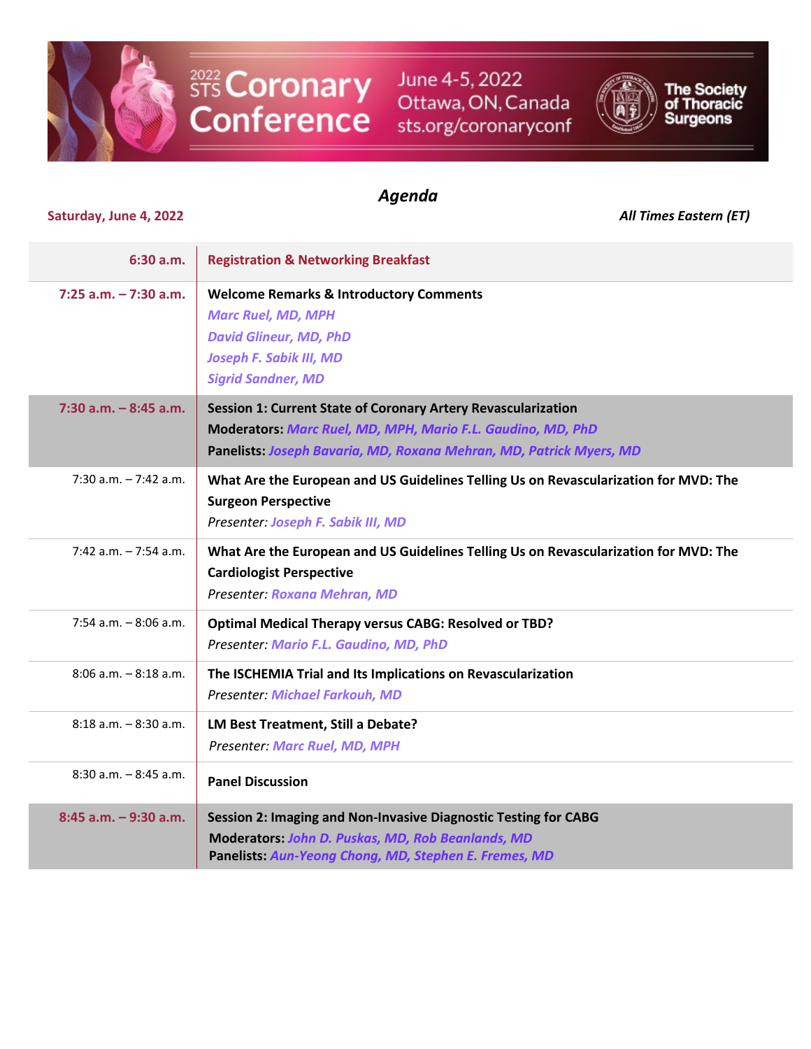# 2022 STS Coronary Conference

June 4-5, 2022
Ottawa, ON, Canada
sts.org/coronaryconf

The Society of Thoracic Surgeons

## *Agenda*

**Saturday, June 4, 2022**

***All Times Eastern (ET)***

| Time | Session |
| --- | --- |
| **6:30 a.m.** | **Registration & Networking Breakfast** |
| **7:25 a.m. – 7:30 a.m.** | **Welcome Remarks & Introductory Comments**<br>*Marc Ruel, MD, MPH*<br>*David Glineur, MD, PhD*<br>*Joseph F. Sabik III, MD*<br>*Sigrid Sandner, MD* |
| **7:30 a.m. – 8:45 a.m.** | **Session 1: Current State of Coronary Artery Revascularization**<br>**Moderators:** *Marc Ruel, MD, MPH, Mario F.L. Gaudino, MD, PhD*<br>**Panelists:** *Joseph Bavaria, MD, Roxana Mehran, MD, Patrick Myers, MD* |
| 7:30 a.m. – 7:42 a.m. | **What Are the European and US Guidelines Telling Us on Revascularization for MVD: The Surgeon Perspective**<br>*Presenter: Joseph F. Sabik III, MD* |
| 7:42 a.m. – 7:54 a.m. | **What Are the European and US Guidelines Telling Us on Revascularization for MVD: The Cardiologist Perspective**<br>*Presenter: Roxana Mehran, MD* |
| 7:54 a.m. – 8:06 a.m. | **Optimal Medical Therapy versus CABG: Resolved or TBD?**<br>*Presenter: Mario F.L. Gaudino, MD, PhD* |
| 8:06 a.m. – 8:18 a.m. | **The ISCHEMIA Trial and Its Implications on Revascularization**<br>*Presenter: Michael Farkouh, MD* |
| 8:18 a.m. – 8:30 a.m. | **LM Best Treatment, Still a Debate?**<br>*Presenter: Marc Ruel, MD, MPH* |
| 8:30 a.m. – 8:45 a.m. | **Panel Discussion** |
| **8:45 a.m. – 9:30 a.m.** | **Session 2: Imaging and Non-Invasive Diagnostic Testing for CABG**<br>**Moderators:** *John D. Puskas, MD, Rob Beanlands, MD*<br>**Panelists:** *Aun-Yeong Chong, MD, Stephen E. Fremes, MD* |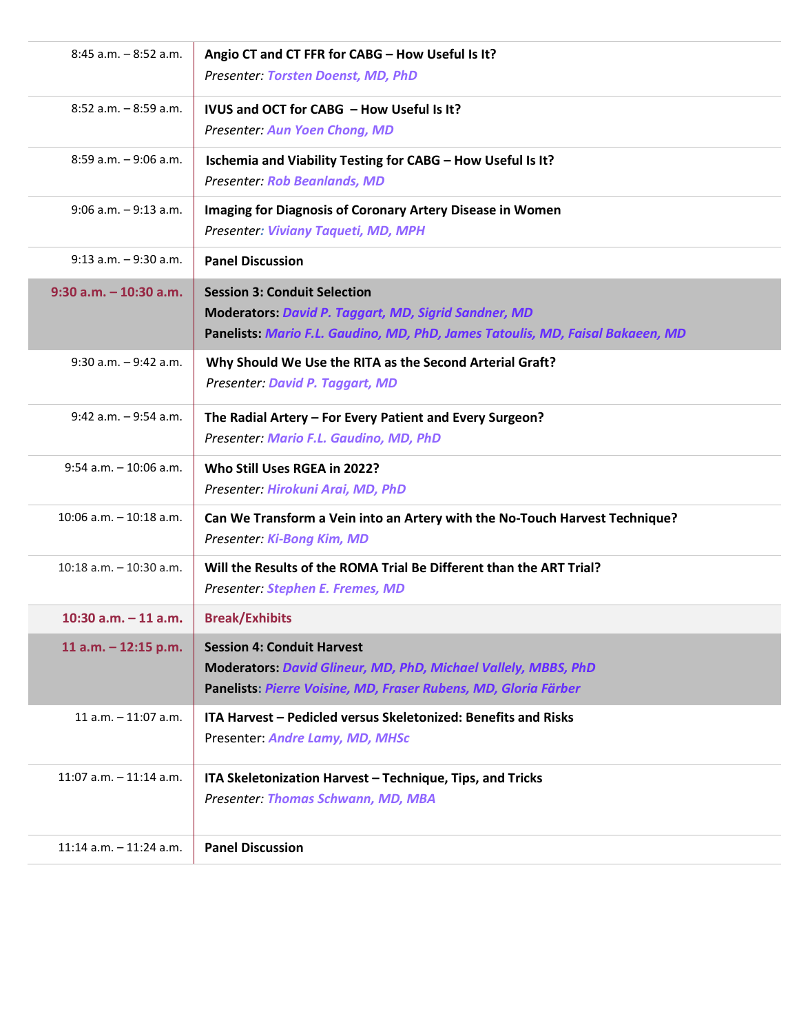| Time | Session |
| --- | --- |
| 8:45 a.m. – 8:52 a.m. | **Angio CT and CT FFR for CABG – How Useful Is It?**<br>*Presenter: Torsten Doenst, MD, PhD* |
| 8:52 a.m. – 8:59 a.m. | **IVUS and OCT for CABG – How Useful Is It?**<br>*Presenter: Aun Yoen Chong, MD* |
| 8:59 a.m. – 9:06 a.m. | **Ischemia and Viability Testing for CABG – How Useful Is It?**<br>*Presenter: Rob Beanlands, MD* |
| 9:06 a.m. – 9:13 a.m. | **Imaging for Diagnosis of Coronary Artery Disease in Women**<br>*Presenter: Viviany Taqueti, MD, MPH* |
| 9:13 a.m. – 9:30 a.m. | **Panel Discussion** |
| **9:30 a.m. – 10:30 a.m.** | **Session 3: Conduit Selection**<br>**Moderators:** *David P. Taggart, MD, Sigrid Sandner, MD*<br>**Panelists:** *Mario F.L. Gaudino, MD, PhD, James Tatoulis, MD, Faisal Bakaeen, MD* |
| 9:30 a.m. – 9:42 a.m. | **Why Should We Use the RITA as the Second Arterial Graft?**<br>*Presenter: David P. Taggart, MD* |
| 9:42 a.m. – 9:54 a.m. | **The Radial Artery – For Every Patient and Every Surgeon?**<br>*Presenter: Mario F.L. Gaudino, MD, PhD* |
| 9:54 a.m. – 10:06 a.m. | **Who Still Uses RGEA in 2022?**<br>*Presenter: Hirokuni Arai, MD, PhD* |
| 10:06 a.m. – 10:18 a.m. | **Can We Transform a Vein into an Artery with the No-Touch Harvest Technique?**<br>*Presenter: Ki-Bong Kim, MD* |
| 10:18 a.m. – 10:30 a.m. | **Will the Results of the ROMA Trial Be Different than the ART Trial?**<br>*Presenter: Stephen E. Fremes, MD* |
| **10:30 a.m. – 11 a.m.** | **Break/Exhibits** |
| **11 a.m. – 12:15 p.m.** | **Session 4: Conduit Harvest**<br>**Moderators:** *David Glineur, MD, PhD, Michael Vallely, MBBS, PhD*<br>**Panelists:** *Pierre Voisine, MD, Fraser Rubens, MD, Gloria Färber* |
| 11 a.m. – 11:07 a.m. | **ITA Harvest – Pedicled versus Skeletonized: Benefits and Risks**<br>Presenter: *Andre Lamy, MD, MHSc* |
| 11:07 a.m. – 11:14 a.m. | **ITA Skeletonization Harvest – Technique, Tips, and Tricks**<br>*Presenter: Thomas Schwann, MD, MBA* |
| 11:14 a.m. – 11:24 a.m. | **Panel Discussion** |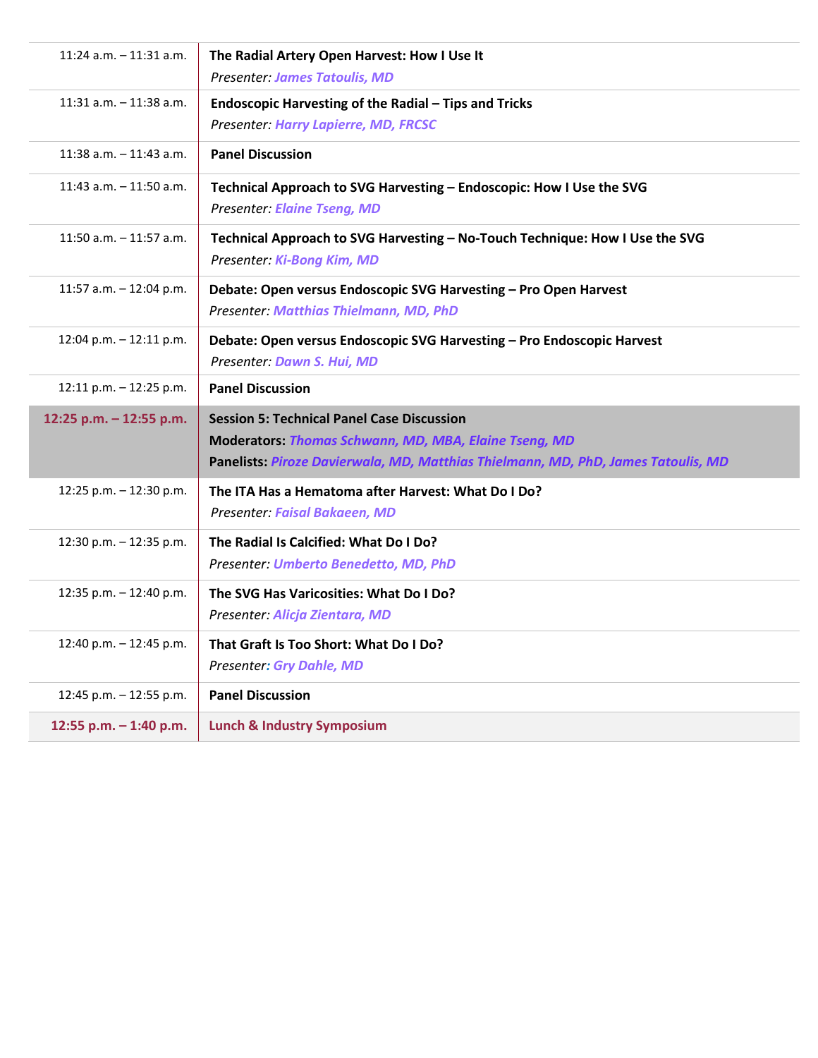| | |
|---|---|
| 11:24 a.m. – 11:31 a.m. | **The Radial Artery Open Harvest: How I Use It**<br>*Presenter: James Tatoulis, MD* |
| 11:31 a.m. – 11:38 a.m. | **Endoscopic Harvesting of the Radial – Tips and Tricks**<br>*Presenter: Harry Lapierre, MD, FRCSC* |
| 11:38 a.m. – 11:43 a.m. | **Panel Discussion** |
| 11:43 a.m. – 11:50 a.m. | **Technical Approach to SVG Harvesting – Endoscopic: How I Use the SVG**<br>*Presenter: Elaine Tseng, MD* |
| 11:50 a.m. – 11:57 a.m. | **Technical Approach to SVG Harvesting – No-Touch Technique: How I Use the SVG**<br>*Presenter: Ki-Bong Kim, MD* |
| 11:57 a.m. – 12:04 p.m. | **Debate: Open versus Endoscopic SVG Harvesting – Pro Open Harvest**<br>*Presenter: Matthias Thielmann, MD, PhD* |
| 12:04 p.m. – 12:11 p.m. | **Debate: Open versus Endoscopic SVG Harvesting – Pro Endoscopic Harvest**<br>*Presenter: Dawn S. Hui, MD* |
| 12:11 p.m. – 12:25 p.m. | **Panel Discussion** |
| **12:25 p.m. – 12:55 p.m.** | **Session 5: Technical Panel Case Discussion**<br>**Moderators:** *Thomas Schwann, MD, MBA, Elaine Tseng, MD*<br>**Panelists:** *Piroze Davierwala, MD, Matthias Thielmann, MD, PhD, James Tatoulis, MD* |
| 12:25 p.m. – 12:30 p.m. | **The ITA Has a Hematoma after Harvest: What Do I Do?**<br>*Presenter: Faisal Bakaeen, MD* |
| 12:30 p.m. – 12:35 p.m. | **The Radial Is Calcified: What Do I Do?**<br>*Presenter: Umberto Benedetto, MD, PhD* |
| 12:35 p.m. – 12:40 p.m. | **The SVG Has Varicosities: What Do I Do?**<br>*Presenter: Alicja Zientara, MD* |
| 12:40 p.m. – 12:45 p.m. | **That Graft Is Too Short: What Do I Do?**<br>*Presenter: Gry Dahle, MD* |
| 12:45 p.m. – 12:55 p.m. | **Panel Discussion** |
| **12:55 p.m. – 1:40 p.m.** | **Lunch & Industry Symposium** |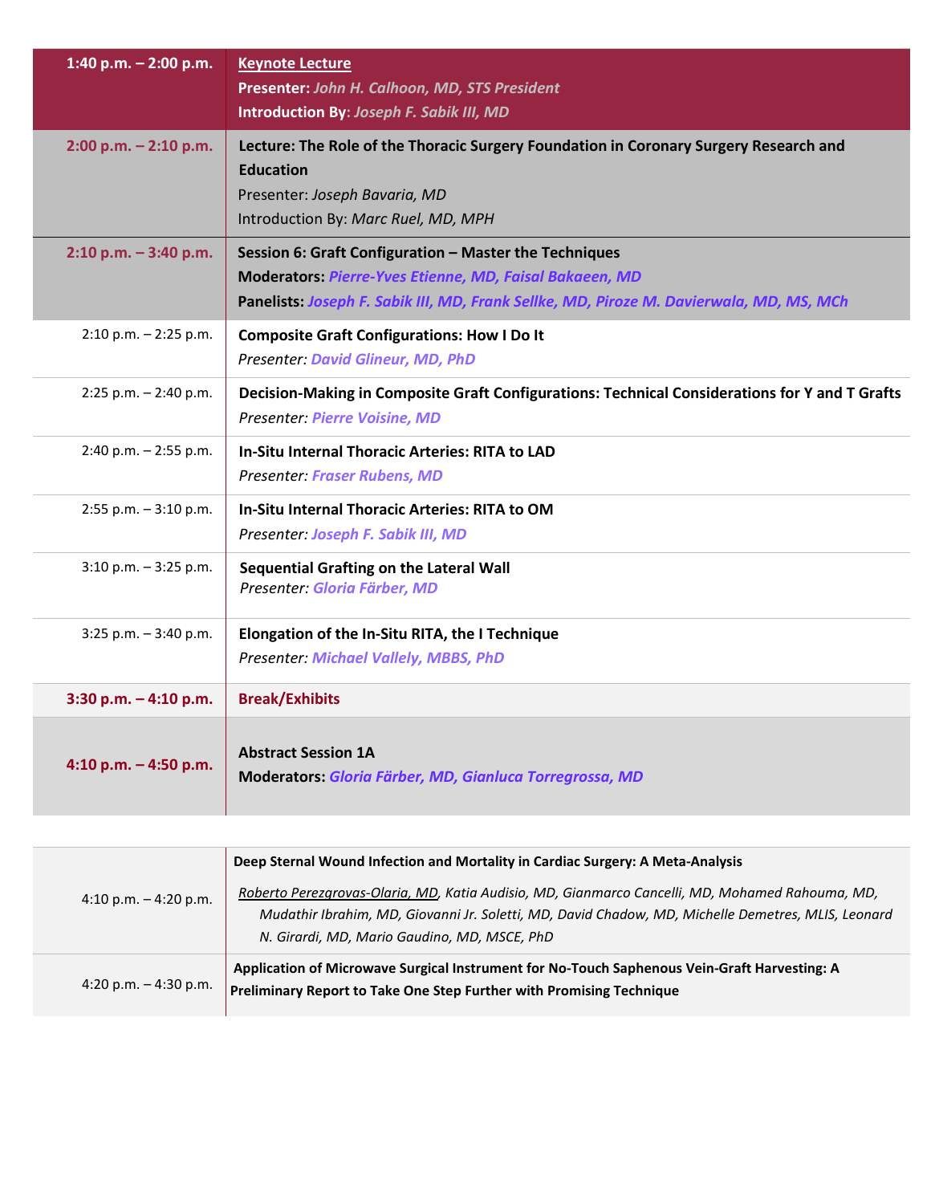| Time | Session |
|---|---|
| **1:40 p.m. – 2:00 p.m.** | **Keynote Lecture**<br>**Presenter:** *John H. Calhoon, MD, STS President*<br>**Introduction By**: *Joseph F. Sabik III, MD* |
| **2:00 p.m. – 2:10 p.m.** | **Lecture: The Role of the Thoracic Surgery Foundation in Coronary Surgery Research and Education**<br>Presenter: *Joseph Bavaria, MD*<br>Introduction By: *Marc Ruel, MD, MPH* |
| **2:10 p.m. – 3:40 p.m.** | **Session 6: Graft Configuration – Master the Techniques**<br>**Moderators:** ***Pierre-Yves Etienne, MD, Faisal Bakaeen, MD***<br>**Panelists:** ***Joseph F. Sabik III, MD, Frank Sellke, MD, Piroze M. Davierwala, MD, MS, MCh*** |
| 2:10 p.m. – 2:25 p.m. | **Composite Graft Configurations: How I Do It**<br>*Presenter:* ***David Glineur, MD, PhD*** |
| 2:25 p.m. – 2:40 p.m. | **Decision-Making in Composite Graft Configurations: Technical Considerations for Y and T Grafts**<br>*Presenter:* ***Pierre Voisine, MD*** |
| 2:40 p.m. – 2:55 p.m. | **In-Situ Internal Thoracic Arteries: RITA to LAD**<br>*Presenter:* ***Fraser Rubens, MD*** |
| 2:55 p.m. – 3:10 p.m. | **In-Situ Internal Thoracic Arteries: RITA to OM**<br>*Presenter:* ***Joseph F. Sabik III, MD*** |
| 3:10 p.m. – 3:25 p.m. | **Sequential Grafting on the Lateral Wall**<br>*Presenter:* ***Gloria Färber, MD*** |
| 3:25 p.m. – 3:40 p.m. | **Elongation of the In-Situ RITA, the I Technique**<br>*Presenter:* ***Michael Vallely, MBBS, PhD*** |
| **3:30 p.m. – 4:10 p.m.** | **Break/Exhibits** |
| **4:10 p.m. – 4:50 p.m.** | **Abstract Session 1A**<br>**Moderators:** ***Gloria Färber, MD, Gianluca Torregrossa, MD*** |

| Time | Abstract |
|---|---|
| 4:10 p.m. – 4:20 p.m. | **Deep Sternal Wound Infection and Mortality in Cardiac Surgery: A Meta-Analysis**<br>*Roberto Perezgrovas-Olaria, MD, Katia Audisio, MD, Gianmarco Cancelli, MD, Mohamed Rahouma, MD, Mudathir Ibrahim, MD, Giovanni Jr. Soletti, MD, David Chadow, MD, Michelle Demetres, MLIS, Leonard N. Girardi, MD, Mario Gaudino, MD, MSCE, PhD* |
| 4:20 p.m. – 4:30 p.m. | **Application of Microwave Surgical Instrument for No-Touch Saphenous Vein-Graft Harvesting: A Preliminary Report to Take One Step Further with Promising Technique** |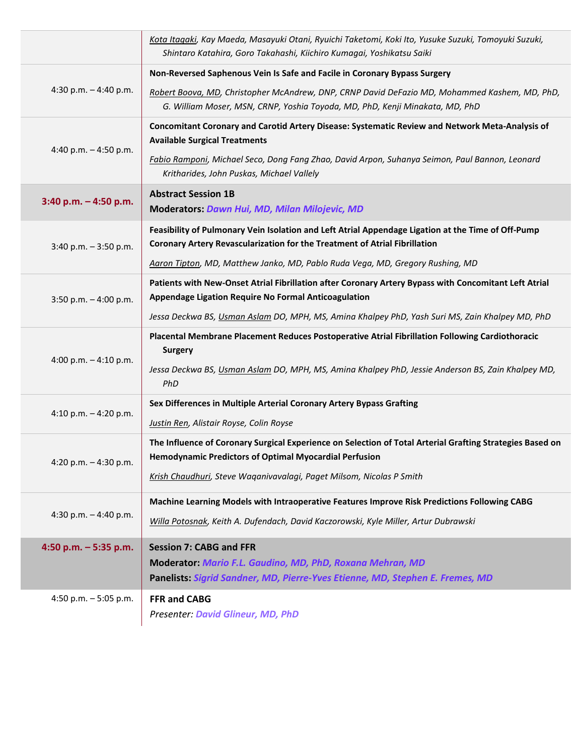| | |
|---|---|
| | <u>Kota Itagaki</u>, Kay Maeda, Masayuki Otani, Ryuichi Taketomi, Koki Ito, Yusuke Suzuki, Tomoyuki Suzuki, Shintaro Katahira, Goro Takahashi, Kiichiro Kumagai, Yoshikatsu Saiki |
| 4:30 p.m. – 4:40 p.m. | **Non-Reversed Saphenous Vein Is Safe and Facile in Coronary Bypass Surgery**<br>*<u>Robert Boova, MD</u>, Christopher McAndrew, DNP, CRNP David DeFazio MD, Mohammed Kashem, MD, PhD, G. William Moser, MSN, CRNP, Yoshia Toyoda, MD, PhD, Kenji Minakata, MD, PhD* |
| 4:40 p.m. – 4:50 p.m. | **Concomitant Coronary and Carotid Artery Disease: Systematic Review and Network Meta-Analysis of Available Surgical Treatments**<br>*<u>Fabio Ramponi</u>, Michael Seco, Dong Fang Zhao, David Arpon, Suhanya Seimon, Paul Bannon, Leonard Kritharides, John Puskas, Michael Vallely* |
| **3:40 p.m. – 4:50 p.m.** | **Abstract Session 1B**<br>**Moderators: *Dawn Hui, MD, Milan Milojevic, MD*** |
| 3:40 p.m. – 3:50 p.m. | **Feasibility of Pulmonary Vein Isolation and Left Atrial Appendage Ligation at the Time of Off-Pump Coronary Artery Revascularization for the Treatment of Atrial Fibrillation**<br>*<u>Aaron Tipton</u>, MD, Matthew Janko, MD, Pablo Ruda Vega, MD, Gregory Rushing, MD* |
| 3:50 p.m. – 4:00 p.m. | **Patients with New-Onset Atrial Fibrillation after Coronary Artery Bypass with Concomitant Left Atrial Appendage Ligation Require No Formal Anticoagulation**<br>*Jessa Deckwa BS, <u>Usman Aslam</u> DO, MPH, MS, Amina Khalpey PhD, Yash Suri MS, Zain Khalpey MD, PhD* |
| 4:00 p.m. – 4:10 p.m. | **Placental Membrane Placement Reduces Postoperative Atrial Fibrillation Following Cardiothoracic Surgery**<br>*Jessa Deckwa BS, <u>Usman Aslam</u> DO, MPH, MS, Amina Khalpey PhD, Jessie Anderson BS, Zain Khalpey MD, PhD* |
| 4:10 p.m. – 4:20 p.m. | **Sex Differences in Multiple Arterial Coronary Artery Bypass Grafting**<br>*<u>Justin Ren</u>, Alistair Royse, Colin Royse* |
| 4:20 p.m. – 4:30 p.m. | **The Influence of Coronary Surgical Experience on Selection of Total Arterial Grafting Strategies Based on Hemodynamic Predictors of Optimal Myocardial Perfusion**<br>*<u>Krish Chaudhuri</u>, Steve Waqanivavalagi, Paget Milsom, Nicolas P Smith* |
| 4:30 p.m. – 4:40 p.m. | **Machine Learning Models with Intraoperative Features Improve Risk Predictions Following CABG**<br>*<u>Willa Potosnak</u>, Keith A. Dufendach, David Kaczorowski, Kyle Miller, Artur Dubrawski* |
| **4:50 p.m. – 5:35 p.m.** | **Session 7: CABG and FFR**<br>**Moderator: *Mario F.L. Gaudino, MD, PhD, Roxana Mehran, MD***<br>**Panelists: *Sigrid Sandner, MD, Pierre-Yves Etienne, MD, Stephen E. Fremes, MD*** |
| 4:50 p.m. – 5:05 p.m. | **FFR and CABG**<br>*Presenter: David Glineur, MD, PhD* |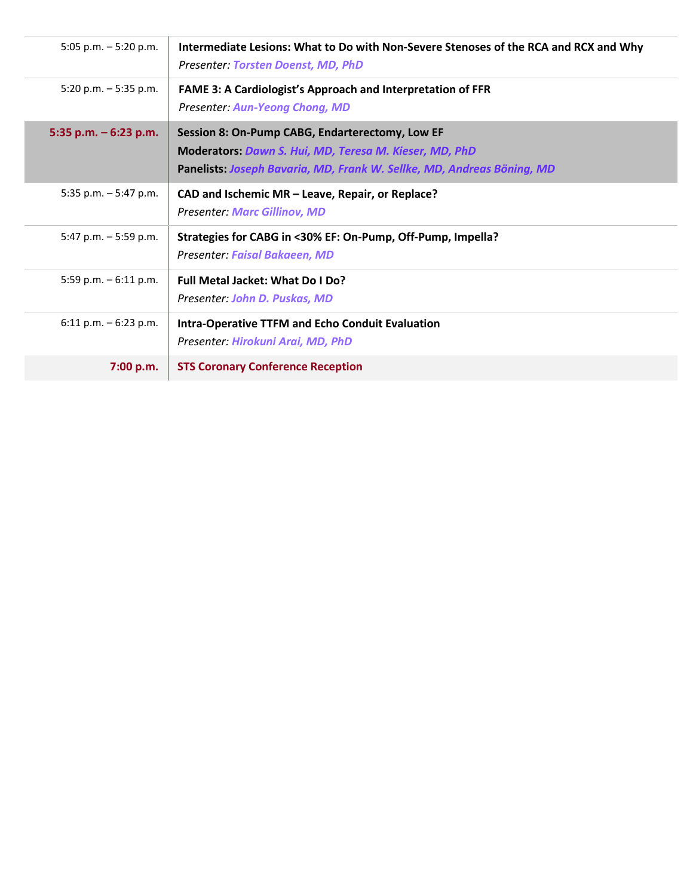| | |
|---|---|
| 5:05 p.m. – 5:20 p.m. | **Intermediate Lesions: What to Do with Non-Severe Stenoses of the RCA and RCX and Why**<br>*Presenter:* ***Torsten Doenst, MD, PhD*** |
| 5:20 p.m. – 5:35 p.m. | **FAME 3: A Cardiologist's Approach and Interpretation of FFR**<br>*Presenter:* ***Aun-Yeong Chong, MD*** |
| **5:35 p.m. – 6:23 p.m.** | **Session 8: On-Pump CABG, Endarterectomy, Low EF**<br>**Moderators:** ***Dawn S. Hui, MD, Teresa M. Kieser, MD, PhD***<br>**Panelists:** ***Joseph Bavaria, MD, Frank W. Sellke, MD, Andreas Böning, MD*** |
| 5:35 p.m. – 5:47 p.m. | **CAD and Ischemic MR – Leave, Repair, or Replace?**<br>*Presenter:* ***Marc Gillinov, MD*** |
| 5:47 p.m. – 5:59 p.m. | **Strategies for CABG in <30% EF: On-Pump, Off-Pump, Impella?**<br>*Presenter:* ***Faisal Bakaeen, MD*** |
| 5:59 p.m. – 6:11 p.m. | **Full Metal Jacket: What Do I Do?**<br>*Presenter:* ***John D. Puskas, MD*** |
| 6:11 p.m. – 6:23 p.m. | **Intra-Operative TTFM and Echo Conduit Evaluation**<br>*Presenter:* ***Hirokuni Arai, MD, PhD*** |
| **7:00 p.m.** | **STS Coronary Conference Reception** |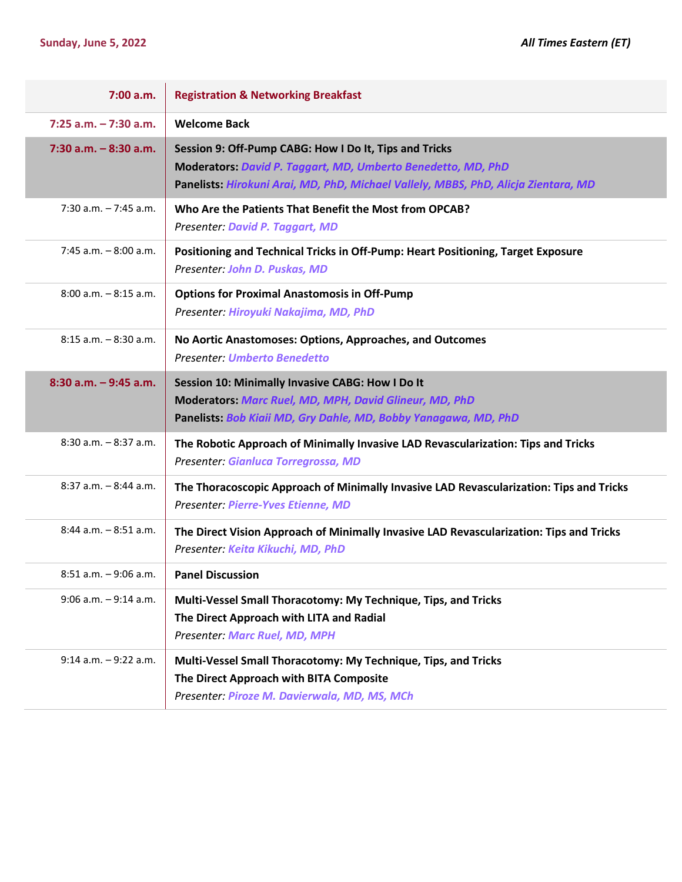**Sunday, June 5, 2022** *All Times Eastern (ET)*

| | |
|---|---|
| **7:00 a.m.** | **Registration & Networking Breakfast** |
| **7:25 a.m. – 7:30 a.m.** | **Welcome Back** |
| **7:30 a.m. – 8:30 a.m.** | **Session 9: Off-Pump CABG: How I Do It, Tips and Tricks**<br>**Moderators:** *David P. Taggart, MD, Umberto Benedetto, MD, PhD*<br>**Panelists:** *Hirokuni Arai, MD, PhD, Michael Vallely, MBBS, PhD, Alicja Zientara, MD* |
| 7:30 a.m. – 7:45 a.m. | **Who Are the Patients That Benefit the Most from OPCAB?**<br>*Presenter: David P. Taggart, MD* |
| 7:45 a.m. – 8:00 a.m. | **Positioning and Technical Tricks in Off-Pump: Heart Positioning, Target Exposure**<br>*Presenter: John D. Puskas, MD* |
| 8:00 a.m. – 8:15 a.m. | **Options for Proximal Anastomosis in Off-Pump**<br>*Presenter: Hiroyuki Nakajima, MD, PhD* |
| 8:15 a.m. – 8:30 a.m. | **No Aortic Anastomoses: Options, Approaches, and Outcomes**<br>*Presenter: Umberto Benedetto* |
| **8:30 a.m. – 9:45 a.m.** | **Session 10: Minimally Invasive CABG: How I Do It**<br>**Moderators:** *Marc Ruel, MD, MPH, David Glineur, MD, PhD*<br>**Panelists:** *Bob Kiaii MD, Gry Dahle, MD, Bobby Yanagawa, MD, PhD* |
| 8:30 a.m. – 8:37 a.m. | **The Robotic Approach of Minimally Invasive LAD Revascularization: Tips and Tricks**<br>*Presenter: Gianluca Torregrossa, MD* |
| 8:37 a.m. – 8:44 a.m. | **The Thoracoscopic Approach of Minimally Invasive LAD Revascularization: Tips and Tricks**<br>*Presenter: Pierre-Yves Etienne, MD* |
| 8:44 a.m. – 8:51 a.m. | **The Direct Vision Approach of Minimally Invasive LAD Revascularization: Tips and Tricks**<br>*Presenter: Keita Kikuchi, MD, PhD* |
| 8:51 a.m. – 9:06 a.m. | **Panel Discussion** |
| 9:06 a.m. – 9:14 a.m. | **Multi-Vessel Small Thoracotomy: My Technique, Tips, and Tricks**<br>**The Direct Approach with LITA and Radial**<br>*Presenter: Marc Ruel, MD, MPH* |
| 9:14 a.m. – 9:22 a.m. | **Multi-Vessel Small Thoracotomy: My Technique, Tips, and Tricks**<br>**The Direct Approach with BITA Composite**<br>*Presenter: Piroze M. Davierwala, MD, MS, MCh* |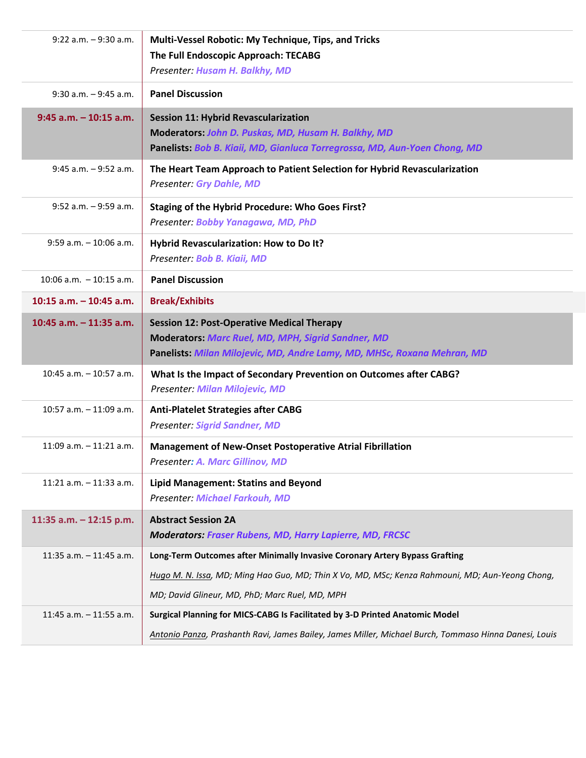| | |
|---|---|
| 9:22 a.m. – 9:30 a.m. | **Multi-Vessel Robotic: My Technique, Tips, and Tricks**<br>**The Full Endoscopic Approach: TECABG**<br>*Presenter: Husam H. Balkhy, MD* |
| 9:30 a.m. – 9:45 a.m. | **Panel Discussion** |
| **9:45 a.m. – 10:15 a.m.** | **Session 11: Hybrid Revascularization**<br>**Moderators:** ***John D. Puskas, MD, Husam H. Balkhy, MD***<br>**Panelists:** ***Bob B. Kiaii, MD, Gianluca Torregrossa, MD, Aun-Yoen Chong, MD*** |
| 9:45 a.m. – 9:52 a.m. | **The Heart Team Approach to Patient Selection for Hybrid Revascularization**<br>*Presenter: Gry Dahle, MD* |
| 9:52 a.m. – 9:59 a.m. | **Staging of the Hybrid Procedure: Who Goes First?**<br>*Presenter: Bobby Yanagawa, MD, PhD* |
| 9:59 a.m. – 10:06 a.m. | **Hybrid Revascularization: How to Do It?**<br>*Presenter: Bob B. Kiaii, MD* |
| 10:06 a.m. – 10:15 a.m. | **Panel Discussion** |
| **10:15 a.m. – 10:45 a.m.** | **Break/Exhibits** |
| **10:45 a.m. – 11:35 a.m.** | **Session 12: Post-Operative Medical Therapy**<br>**Moderators:** ***Marc Ruel, MD, MPH, Sigrid Sandner, MD***<br>**Panelists:** ***Milan Milojevic, MD, Andre Lamy, MD, MHSc, Roxana Mehran, MD*** |
| 10:45 a.m. – 10:57 a.m. | **What Is the Impact of Secondary Prevention on Outcomes after CABG?**<br>*Presenter: Milan Milojevic, MD* |
| 10:57 a.m. – 11:09 a.m. | **Anti-Platelet Strategies after CABG**<br>*Presenter: Sigrid Sandner, MD* |
| 11:09 a.m. – 11:21 a.m. | **Management of New-Onset Postoperative Atrial Fibrillation**<br>*Presenter: A. Marc Gillinov, MD* |
| 11:21 a.m. – 11:33 a.m. | **Lipid Management: Statins and Beyond**<br>*Presenter: Michael Farkouh, MD* |
| **11:35 a.m. – 12:15 p.m.** | **Abstract Session 2A**<br>***Moderators: Fraser Rubens, MD, Harry Lapierre, MD, FRCSC*** |
| 11:35 a.m. – 11:45 a.m. | **Long-Term Outcomes after Minimally Invasive Coronary Artery Bypass Grafting**<br>*Hugo M. N. Issa, MD; Ming Hao Guo, MD; Thin X Vo, MD, MSc; Kenza Rahmouni, MD; Aun-Yeong Chong, MD; David Glineur, MD, PhD; Marc Ruel, MD, MPH* |
| 11:45 a.m. – 11:55 a.m. | **Surgical Planning for MICS-CABG Is Facilitated by 3-D Printed Anatomic Model**<br>*Antonio Panza, Prashanth Ravi, James Bailey, James Miller, Michael Burch, Tommaso Hinna Danesi, Louis* |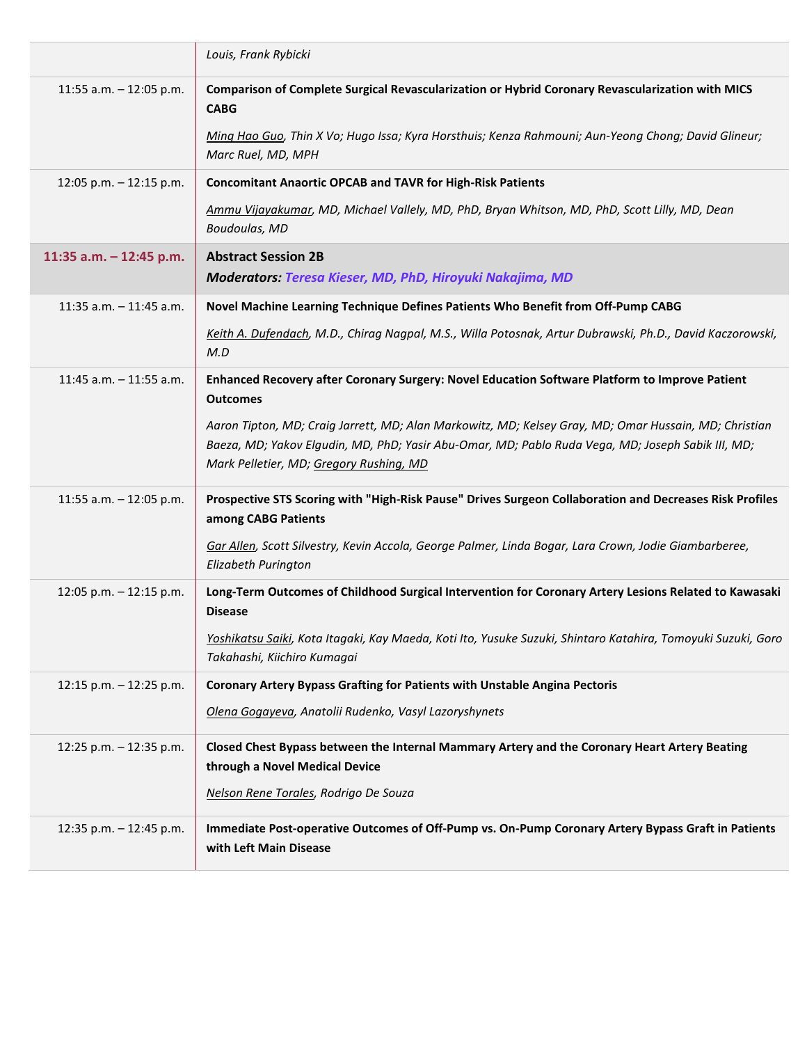| | |
|---|---|
| | *Louis, Frank Rybicki* |
| 11:55 a.m. – 12:05 p.m. | **Comparison of Complete Surgical Revascularization or Hybrid Coronary Revascularization with MICS CABG**<br><br>*Ming Hao Guo, Thin X Vo; Hugo Issa; Kyra Horsthuis; Kenza Rahmouni; Aun-Yeong Chong; David Glineur; Marc Ruel, MD, MPH* |
| 12:05 p.m. – 12:15 p.m. | **Concomitant Anaortic OPCAB and TAVR for High-Risk Patients**<br><br>*Ammu Vijayakumar, MD, Michael Vallely, MD, PhD, Bryan Whitson, MD, PhD, Scott Lilly, MD, Dean Boudoulas, MD* |
| **11:35 a.m. – 12:45 p.m.** | **Abstract Session 2B**<br>***Moderators: Teresa Kieser, MD, PhD, Hiroyuki Nakajima, MD*** |
| 11:35 a.m. – 11:45 a.m. | **Novel Machine Learning Technique Defines Patients Who Benefit from Off-Pump CABG**<br><br>*Keith A. Dufendach, M.D., Chirag Nagpal, M.S., Willa Potosnak, Artur Dubrawski, Ph.D., David Kaczorowski, M.D* |
| 11:45 a.m. – 11:55 a.m. | **Enhanced Recovery after Coronary Surgery: Novel Education Software Platform to Improve Patient Outcomes**<br><br>*Aaron Tipton, MD; Craig Jarrett, MD; Alan Markowitz, MD; Kelsey Gray, MD; Omar Hussain, MD; Christian Baeza, MD; Yakov Elgudin, MD, PhD; Yasir Abu-Omar, MD; Pablo Ruda Vega, MD; Joseph Sabik III, MD; Mark Pelletier, MD; Gregory Rushing, MD* |
| 11:55 a.m. – 12:05 p.m. | **Prospective STS Scoring with "High-Risk Pause" Drives Surgeon Collaboration and Decreases Risk Profiles among CABG Patients**<br><br>*Gar Allen, Scott Silvestry, Kevin Accola, George Palmer, Linda Bogar, Lara Crown, Jodie Giambarberee, Elizabeth Purington* |
| 12:05 p.m. – 12:15 p.m. | **Long-Term Outcomes of Childhood Surgical Intervention for Coronary Artery Lesions Related to Kawasaki Disease**<br><br>*Yoshikatsu Saiki, Kota Itagaki, Kay Maeda, Koti Ito, Yusuke Suzuki, Shintaro Katahira, Tomoyuki Suzuki, Goro Takahashi, Kiichiro Kumagai* |
| 12:15 p.m. – 12:25 p.m. | **Coronary Artery Bypass Grafting for Patients with Unstable Angina Pectoris**<br><br>*Olena Gogayeva, Anatolii Rudenko, Vasyl Lazoryshynets* |
| 12:25 p.m. – 12:35 p.m. | **Closed Chest Bypass between the Internal Mammary Artery and the Coronary Heart Artery Beating through a Novel Medical Device**<br><br>*Nelson Rene Torales, Rodrigo De Souza* |
| 12:35 p.m. – 12:45 p.m. | **Immediate Post-operative Outcomes of Off-Pump vs. On-Pump Coronary Artery Bypass Graft in Patients with Left Main Disease** |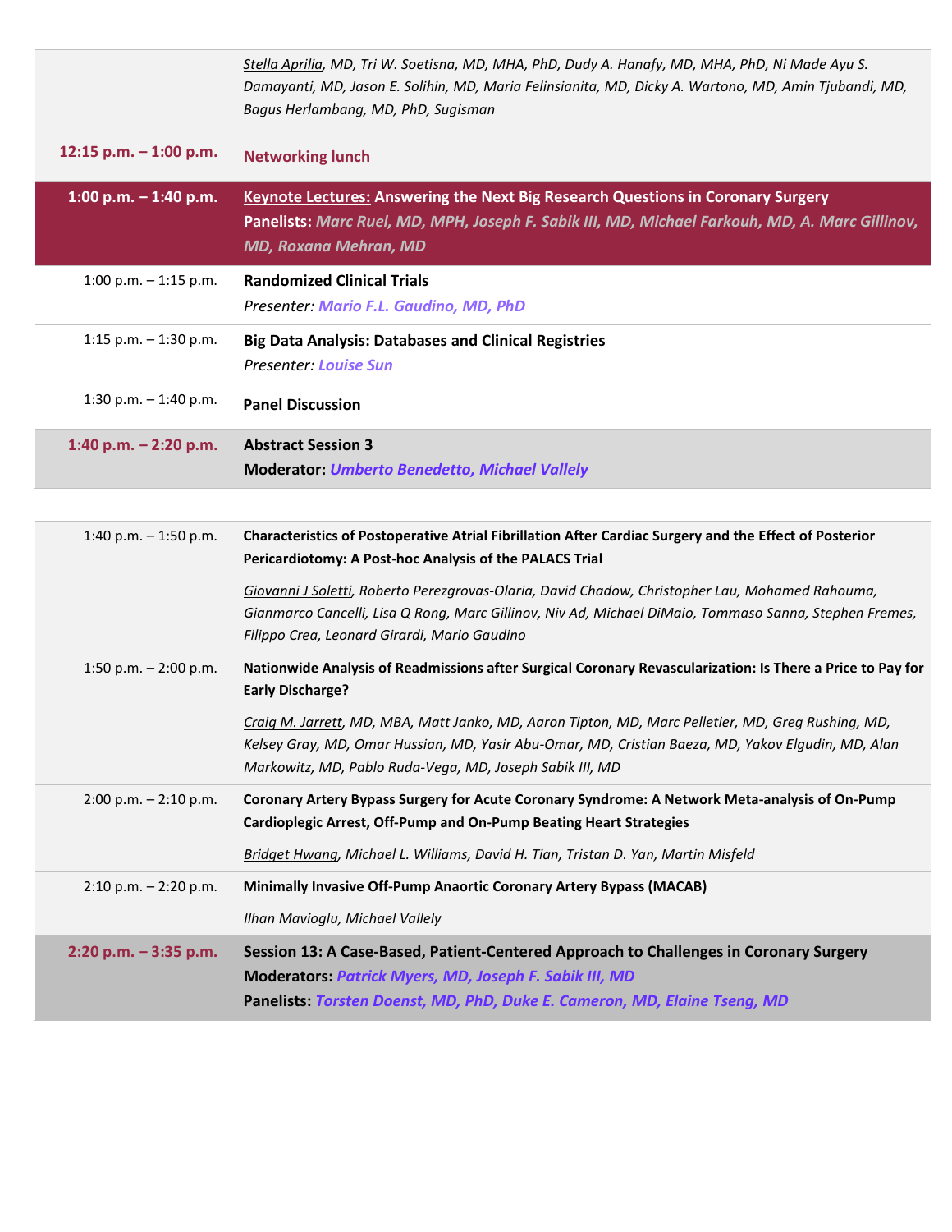| | |
|---|---|
| | *<u>Stella Aprilia</u>, MD, Tri W. Soetisna, MD, MHA, PhD, Dudy A. Hanafy, MD, MHA, PhD, Ni Made Ayu S. Damayanti, MD, Jason E. Solihin, MD, Maria Felinsianita, MD, Dicky A. Wartono, MD, Amin Tjubandi, MD, Bagus Herlambang, MD, PhD, Sugisman* |
| **12:15 p.m. – 1:00 p.m.** | **Networking lunch** |
| **1:00 p.m. – 1:40 p.m.** | **<u>Keynote Lectures:</u> Answering the Next Big Research Questions in Coronary Surgery**<br>**Panelists:** ***Marc Ruel, MD, MPH, Joseph F. Sabik III, MD, Michael Farkouh, MD, A. Marc Gillinov, MD, Roxana Mehran, MD*** |
| 1:00 p.m. – 1:15 p.m. | **Randomized Clinical Trials**<br>*Presenter:* ***Mario F.L. Gaudino, MD, PhD*** |
| 1:15 p.m. – 1:30 p.m. | **Big Data Analysis: Databases and Clinical Registries**<br>*Presenter:* ***Louise Sun*** |
| 1:30 p.m. – 1:40 p.m. | **Panel Discussion** |
| **1:40 p.m. – 2:20 p.m.** | **Abstract Session 3**<br>**Moderator:** ***Umberto Benedetto, Michael Vallely*** |

| | |
|---|---|
| 1:40 p.m. – 1:50 p.m. | **Characteristics of Postoperative Atrial Fibrillation After Cardiac Surgery and the Effect of Posterior Pericardiotomy: A Post-hoc Analysis of the PALACS Trial**<br>*<u>Giovanni J Soletti</u>, Roberto Perezgrovas-Olaria, David Chadow, Christopher Lau, Mohamed Rahouma, Gianmarco Cancelli, Lisa Q Rong, Marc Gillinov, Niv Ad, Michael DiMaio, Tommaso Sanna, Stephen Fremes, Filippo Crea, Leonard Girardi, Mario Gaudino* |
| 1:50 p.m. – 2:00 p.m. | **Nationwide Analysis of Readmissions after Surgical Coronary Revascularization: Is There a Price to Pay for Early Discharge?**<br>*<u>Craig M. Jarrett</u>, MD, MBA, Matt Janko, MD, Aaron Tipton, MD, Marc Pelletier, MD, Greg Rushing, MD, Kelsey Gray, MD, Omar Hussian, MD, Yasir Abu-Omar, MD, Cristian Baeza, MD, Yakov Elgudin, MD, Alan Markowitz, MD, Pablo Ruda-Vega, MD, Joseph Sabik III, MD* |
| 2:00 p.m. – 2:10 p.m. | **Coronary Artery Bypass Surgery for Acute Coronary Syndrome: A Network Meta-analysis of On-Pump Cardioplegic Arrest, Off-Pump and On-Pump Beating Heart Strategies**<br>*<u>Bridget Hwang</u>, Michael L. Williams, David H. Tian, Tristan D. Yan, Martin Misfeld* |
| 2:10 p.m. – 2:20 p.m. | **Minimally Invasive Off-Pump Anaortic Coronary Artery Bypass (MACAB)**<br>*Ilhan Mavioglu, Michael Vallely* |
| **2:20 p.m. – 3:35 p.m.** | **Session 13: A Case-Based, Patient-Centered Approach to Challenges in Coronary Surgery**<br>**Moderators:** ***Patrick Myers, MD, Joseph F. Sabik III, MD***<br>**Panelists:** ***Torsten Doenst, MD, PhD, Duke E. Cameron, MD, Elaine Tseng, MD*** |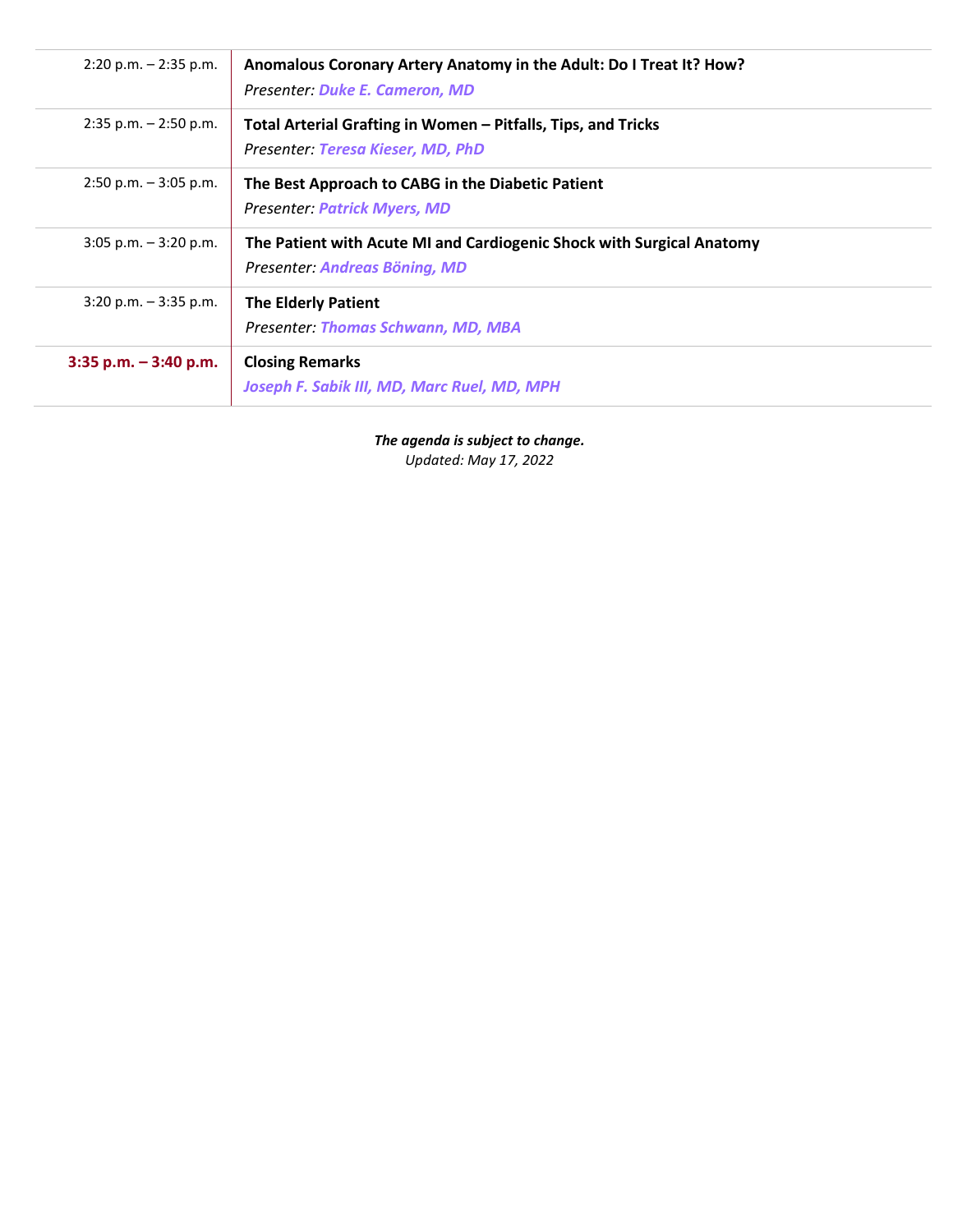| | |
|---|---|
| 2:20 p.m. – 2:35 p.m. | **Anomalous Coronary Artery Anatomy in the Adult: Do I Treat It? How?**<br>*Presenter:* ***Duke E. Cameron, MD*** |
| 2:35 p.m. – 2:50 p.m. | **Total Arterial Grafting in Women – Pitfalls, Tips, and Tricks**<br>*Presenter:* ***Teresa Kieser, MD, PhD*** |
| 2:50 p.m. – 3:05 p.m. | **The Best Approach to CABG in the Diabetic Patient**<br>*Presenter:* ***Patrick Myers, MD*** |
| 3:05 p.m. – 3:20 p.m. | **The Patient with Acute MI and Cardiogenic Shock with Surgical Anatomy**<br>*Presenter:* ***Andreas Böning, MD*** |
| 3:20 p.m. – 3:35 p.m. | **The Elderly Patient**<br>*Presenter:* ***Thomas Schwann, MD, MBA*** |
| **3:35 p.m. – 3:40 p.m.** | **Closing Remarks**<br>***Joseph F. Sabik III, MD, Marc Ruel, MD, MPH*** |

***The agenda is subject to change.***

*Updated: May 17, 2022*